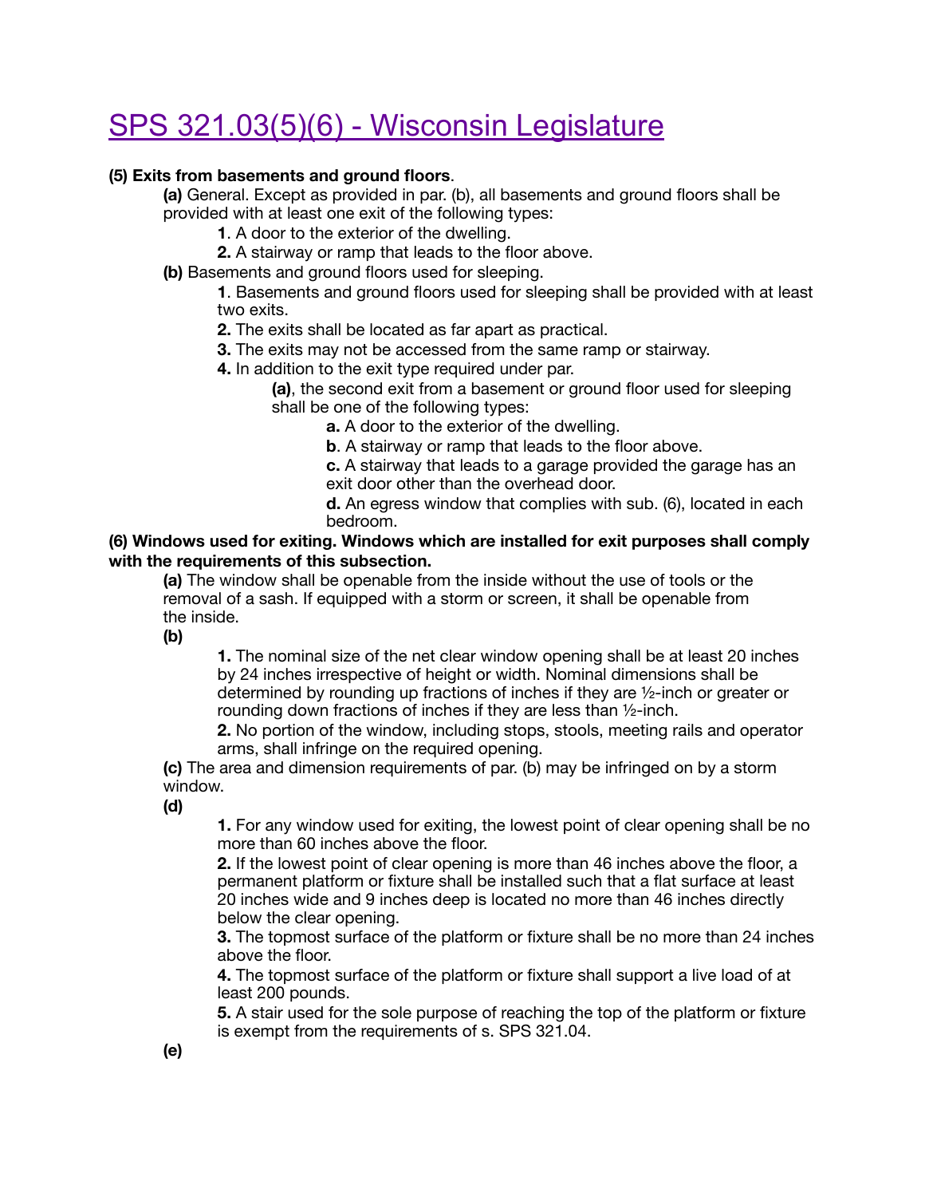# [SPS 321.03(5)(6) - Wisconsin Legislature]

**(5) Exits from basements and ground floors**.

**(a)** General. Except as provided in par. (b), all basements and ground floors shall be provided with at least one exit of the following types:

**1**. A door to the exterior of the dwelling.

**2.** A stairway or ramp that leads to the floor above.

**(b)** Basements and ground floors used for sleeping.

**1**. Basements and ground floors used for sleeping shall be provided with at least two exits.

**2.** The exits shall be located as far apart as practical.

**3.** The exits may not be accessed from the same ramp or stairway.

**4.** In addition to the exit type required under par.

**(a)**, the second exit from a basement or ground floor used for sleeping shall be one of the following types:

**a.** A door to the exterior of the dwelling.

**b**. A stairway or ramp that leads to the floor above.

**c.** A stairway that leads to a garage provided the garage has an exit door other than the overhead door.

**d.** An egress window that complies with sub. (6), located in each bedroom.

**(6) Windows used for exiting. Windows which are installed for exit purposes shall comply with the requirements of this subsection.**

**(a)** The window shall be openable from the inside without the use of tools or the removal of a sash. If equipped with a storm or screen, it shall be openable from the inside.

**(b)**

**1.** The nominal size of the net clear window opening shall be at least 20 inches by 24 inches irrespective of height or width. Nominal dimensions shall be determined by rounding up fractions of inches if they are ½-inch or greater or rounding down fractions of inches if they are less than ½-inch.

**2.** No portion of the window, including stops, stools, meeting rails and operator arms, shall infringe on the required opening.

**(c)** The area and dimension requirements of par. (b) may be infringed on by a storm window.

**(d)**

**1.** For any window used for exiting, the lowest point of clear opening shall be no more than 60 inches above the floor.

**2.** If the lowest point of clear opening is more than 46 inches above the floor, a permanent platform or fixture shall be installed such that a flat surface at least 20 inches wide and 9 inches deep is located no more than 46 inches directly below the clear opening.

**3.** The topmost surface of the platform or fixture shall be no more than 24 inches above the floor.

**4.** The topmost surface of the platform or fixture shall support a live load of at least 200 pounds.

**5.** A stair used for the sole purpose of reaching the top of the platform or fixture is exempt from the requirements of s. SPS 321.04.

**(e)**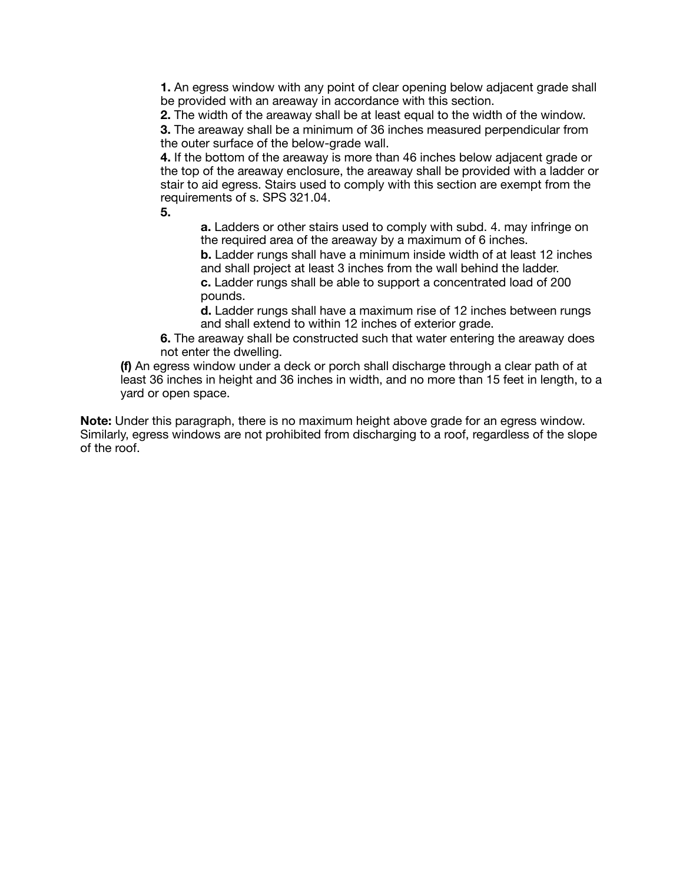**1.** An egress window with any point of clear opening below adjacent grade shall be provided with an areaway in accordance with this section.

**2.** The width of the areaway shall be at least equal to the width of the window.

**3.** The areaway shall be a minimum of 36 inches measured perpendicular from the outer surface of the below-grade wall.

**4.** If the bottom of the areaway is more than 46 inches below adjacent grade or the top of the areaway enclosure, the areaway shall be provided with a ladder or stair to aid egress. Stairs used to comply with this section are exempt from the requirements of s. SPS 321.04.

**5.**

- **a.** Ladders or other stairs used to comply with subd. 4. may infringe on the required area of the areaway by a maximum of 6 inches.
- **b.** Ladder rungs shall have a minimum inside width of at least 12 inches and shall project at least 3 inches from the wall behind the ladder.
- **c.** Ladder rungs shall be able to support a concentrated load of 200 pounds.
- **d.** Ladder rungs shall have a maximum rise of 12 inches between rungs and shall extend to within 12 inches of exterior grade.

**6.** The areaway shall be constructed such that water entering the areaway does not enter the dwelling.

**(f)** An egress window under a deck or porch shall discharge through a clear path of at least 36 inches in height and 36 inches in width, and no more than 15 feet in length, to a yard or open space.

**Note:** Under this paragraph, there is no maximum height above grade for an egress window. Similarly, egress windows are not prohibited from discharging to a roof, regardless of the slope of the roof.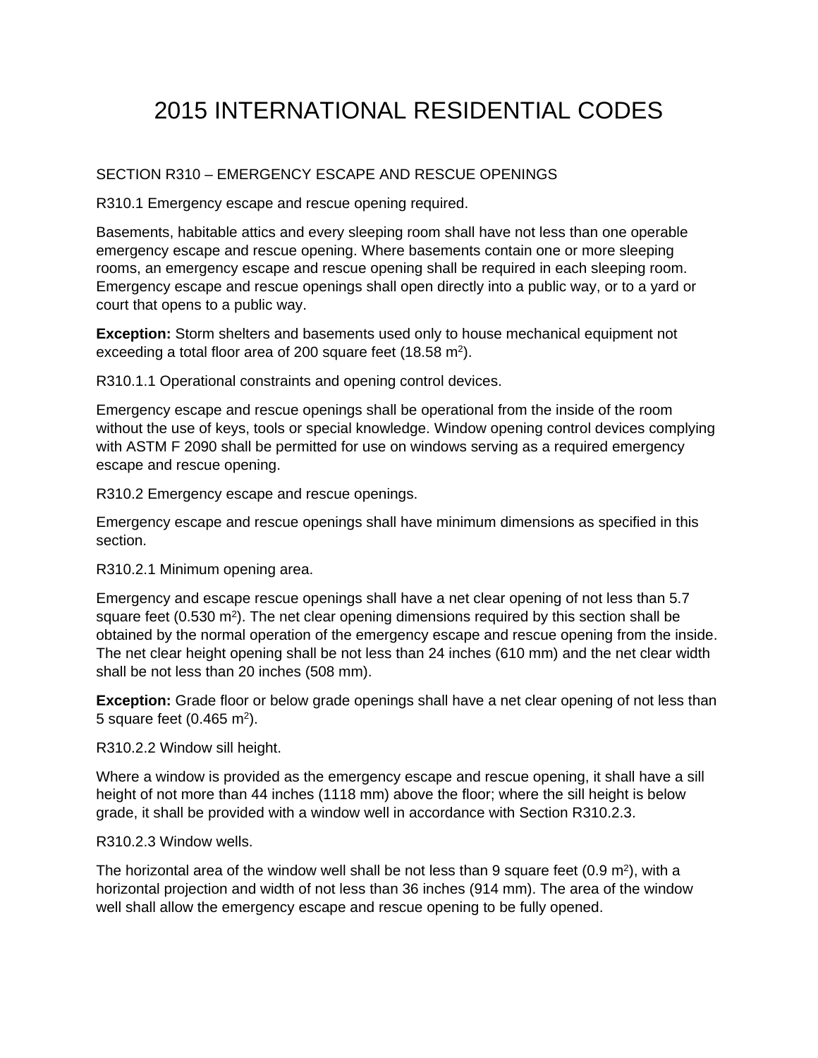# 2015 INTERNATIONAL RESIDENTIAL CODES

SECTION R310 – EMERGENCY ESCAPE AND RESCUE OPENINGS

R310.1 Emergency escape and rescue opening required.

Basements, habitable attics and every sleeping room shall have not less than one operable emergency escape and rescue opening. Where basements contain one or more sleeping rooms, an emergency escape and rescue opening shall be required in each sleeping room. Emergency escape and rescue openings shall open directly into a public way, or to a yard or court that opens to a public way.

**Exception:** Storm shelters and basements used only to house mechanical equipment not exceeding a total floor area of 200 square feet (18.58 $m^2$).

R310.1.1 Operational constraints and opening control devices.

Emergency escape and rescue openings shall be operational from the inside of the room without the use of keys, tools or special knowledge. Window opening control devices complying with ASTM F 2090 shall be permitted for use on windows serving as a required emergency escape and rescue opening.

R310.2 Emergency escape and rescue openings.

Emergency escape and rescue openings shall have minimum dimensions as specified in this section.

R310.2.1 Minimum opening area.

Emergency and escape rescue openings shall have a net clear opening of not less than 5.7 square feet (0.530 $m^2$). The net clear opening dimensions required by this section shall be obtained by the normal operation of the emergency escape and rescue opening from the inside. The net clear height opening shall be not less than 24 inches (610 mm) and the net clear width shall be not less than 20 inches (508 mm).

**Exception:** Grade floor or below grade openings shall have a net clear opening of not less than 5 square feet (0.465 $m^2$).

R310.2.2 Window sill height.

Where a window is provided as the emergency escape and rescue opening, it shall have a sill height of not more than 44 inches (1118 mm) above the floor; where the sill height is below grade, it shall be provided with a window well in accordance with Section R310.2.3.

R310.2.3 Window wells.

The horizontal area of the window well shall be not less than 9 square feet (0.9 $m^2$), with a horizontal projection and width of not less than 36 inches (914 mm). The area of the window well shall allow the emergency escape and rescue opening to be fully opened.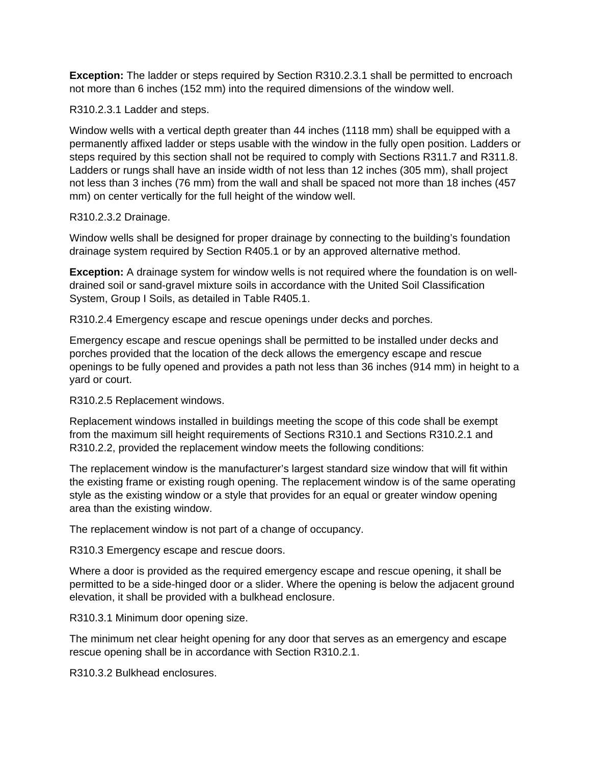**Exception:** The ladder or steps required by Section R310.2.3.1 shall be permitted to encroach not more than 6 inches (152 mm) into the required dimensions of the window well.

R310.2.3.1 Ladder and steps.

Window wells with a vertical depth greater than 44 inches (1118 mm) shall be equipped with a permanently affixed ladder or steps usable with the window in the fully open position. Ladders or steps required by this section shall not be required to comply with Sections R311.7 and R311.8. Ladders or rungs shall have an inside width of not less than 12 inches (305 mm), shall project not less than 3 inches (76 mm) from the wall and shall be spaced not more than 18 inches (457 mm) on center vertically for the full height of the window well.

R310.2.3.2 Drainage.

Window wells shall be designed for proper drainage by connecting to the building's foundation drainage system required by Section R405.1 or by an approved alternative method.

**Exception:** A drainage system for window wells is not required where the foundation is on well-drained soil or sand-gravel mixture soils in accordance with the United Soil Classification System, Group I Soils, as detailed in Table R405.1.

R310.2.4 Emergency escape and rescue openings under decks and porches.

Emergency escape and rescue openings shall be permitted to be installed under decks and porches provided that the location of the deck allows the emergency escape and rescue openings to be fully opened and provides a path not less than 36 inches (914 mm) in height to a yard or court.

R310.2.5 Replacement windows.

Replacement windows installed in buildings meeting the scope of this code shall be exempt from the maximum sill height requirements of Sections R310.1 and Sections R310.2.1 and R310.2.2, provided the replacement window meets the following conditions:

The replacement window is the manufacturer's largest standard size window that will fit within the existing frame or existing rough opening. The replacement window is of the same operating style as the existing window or a style that provides for an equal or greater window opening area than the existing window.

The replacement window is not part of a change of occupancy.

R310.3 Emergency escape and rescue doors.

Where a door is provided as the required emergency escape and rescue opening, it shall be permitted to be a side-hinged door or a slider. Where the opening is below the adjacent ground elevation, it shall be provided with a bulkhead enclosure.

R310.3.1 Minimum door opening size.

The minimum net clear height opening for any door that serves as an emergency and escape rescue opening shall be in accordance with Section R310.2.1.

R310.3.2 Bulkhead enclosures.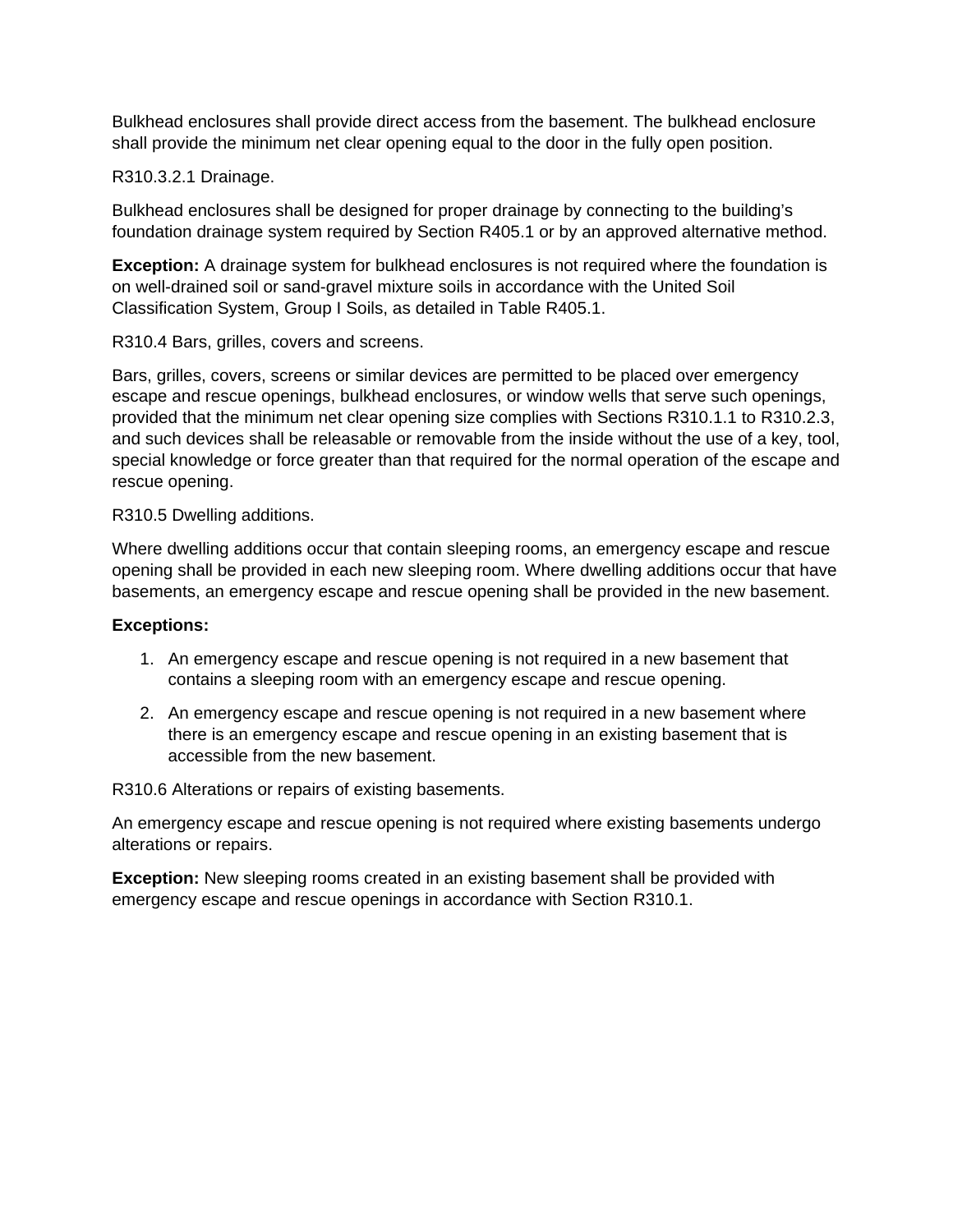Bulkhead enclosures shall provide direct access from the basement. The bulkhead enclosure shall provide the minimum net clear opening equal to the door in the fully open position.

R310.3.2.1 Drainage.

Bulkhead enclosures shall be designed for proper drainage by connecting to the building's foundation drainage system required by Section R405.1 or by an approved alternative method.

**Exception:** A drainage system for bulkhead enclosures is not required where the foundation is on well-drained soil or sand-gravel mixture soils in accordance with the United Soil Classification System, Group I Soils, as detailed in Table R405.1.

R310.4 Bars, grilles, covers and screens.

Bars, grilles, covers, screens or similar devices are permitted to be placed over emergency escape and rescue openings, bulkhead enclosures, or window wells that serve such openings, provided that the minimum net clear opening size complies with Sections R310.1.1 to R310.2.3, and such devices shall be releasable or removable from the inside without the use of a key, tool, special knowledge or force greater than that required for the normal operation of the escape and rescue opening.

R310.5 Dwelling additions.

Where dwelling additions occur that contain sleeping rooms, an emergency escape and rescue opening shall be provided in each new sleeping room. Where dwelling additions occur that have basements, an emergency escape and rescue opening shall be provided in the new basement.

**Exceptions:**

1. An emergency escape and rescue opening is not required in a new basement that contains a sleeping room with an emergency escape and rescue opening.
2. An emergency escape and rescue opening is not required in a new basement where there is an emergency escape and rescue opening in an existing basement that is accessible from the new basement.

R310.6 Alterations or repairs of existing basements.

An emergency escape and rescue opening is not required where existing basements undergo alterations or repairs.

**Exception:** New sleeping rooms created in an existing basement shall be provided with emergency escape and rescue openings in accordance with Section R310.1.